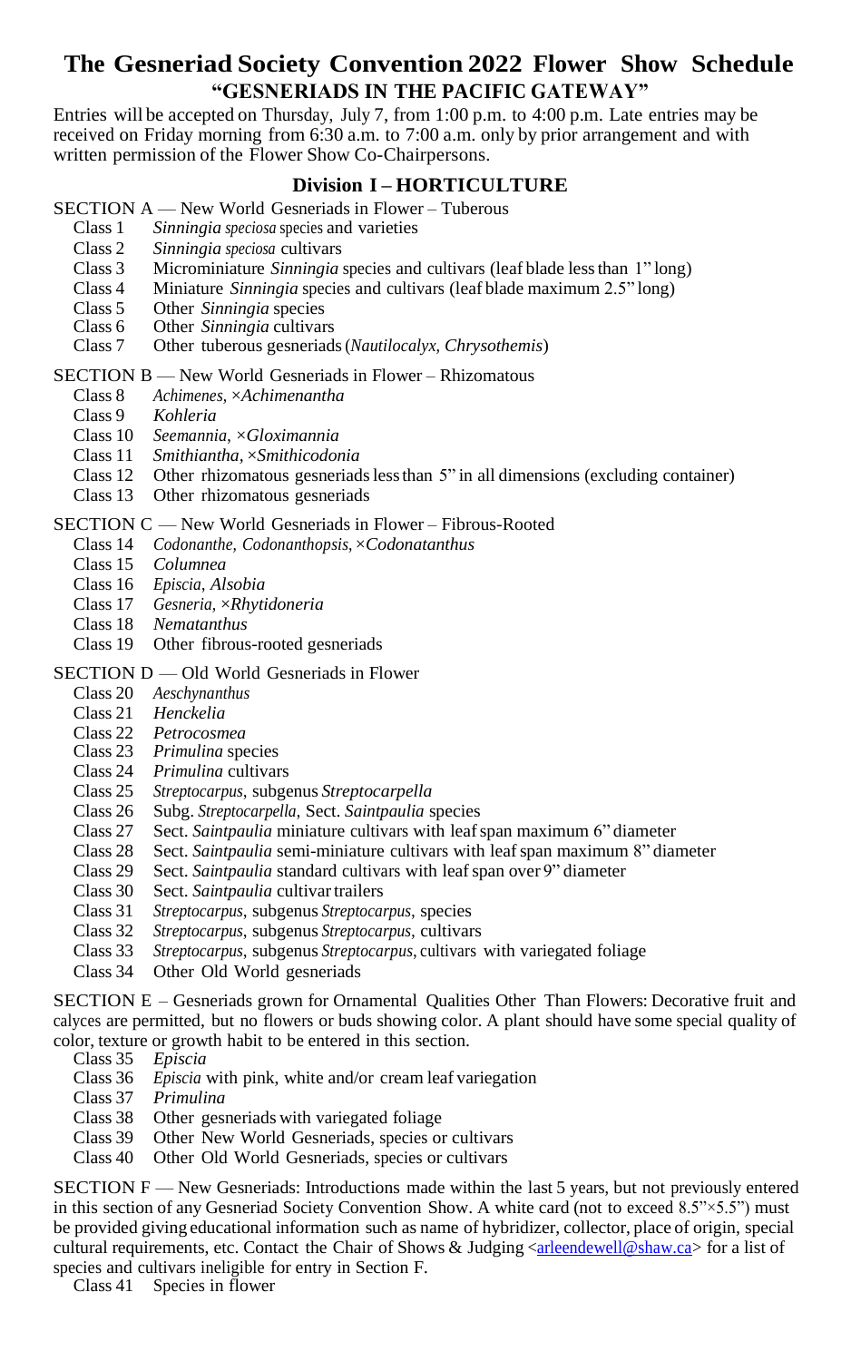# The Gesneriad Society Convention 2022 Flower Show Schedule

## "GESNERIADS IN THE PACIFIC GATEWAY"

Entries will be accepted on Thursday, July 7, from 1:00 p.m. to 4:00 p.m. Late entries may be received on Friday morning from 6:30 a.m. to 7:00 a.m. only by prior arrangement and with written permission of the Flower Show Co-Chairpersons.

### Division I – HORTICULTURE

SECTION A — New World Gesneriads in Flower – Tuberous

- Class 1 *Sinningia speciosa* species and varieties
- Class 2 *Sinningia speciosa* cultivars
- Class 3 Microminiature *Sinningia* species and cultivars (leaf blade less than 1" long)
- Class 4 Miniature *Sinningia* species and cultivars (leaf blade maximum 2.5" long)
- Class 5 Other *Sinningia* species
- Class 6 Other *Sinningia* cultivars
- Class 7 Other tuberous gesneriads (*Nautilocalyx, Chrysothemis*)

SECTION B — New World Gesneriads in Flower – Rhizomatous

- Class 8 *Achimenes, ×Achimenantha*
- Class 9 *Kohleria*
- Class 10 *Seemannia, ×Gloximannia*
- Class 11 *Smithiantha, ×Smithicodonia*
- Class 12 Other rhizomatous gesneriads less than 5" in all dimensions (excluding container)
- Class 13 Other rhizomatous gesneriads

SECTION C — New World Gesneriads in Flower – Fibrous-Rooted

- Class 14 *Codonanthe, Codonanthopsis, ×Codonatanthus*
- Class 15 *Columnea*
- Class 16 *Episcia, Alsobia*
- Class 17 *Gesneria, ×Rhytidoneria*
- Class 18 *Nematanthus*
- Class 19 Other fibrous-rooted gesneriads

SECTION D — Old World Gesneriads in Flower

- Class 20 *Aeschynanthus*
- Class 21 *Henckelia*
- Class 22 *Petrocosmea*
- Class 23 *Primulina* species
- Class 24 *Primulina* cultivars
- Class 25 *Streptocarpus*, subgenus *Streptocarpella*
- Class 26 Subg. *Streptocarpella*, Sect. *Saintpaulia* species
- Class 27 Sect. *Saintpaulia* miniature cultivars with leaf span maximum 6" diameter
- Class 28 Sect. *Saintpaulia* semi-miniature cultivars with leaf span maximum 8" diameter
- Class 29 Sect. *Saintpaulia* standard cultivars with leaf span over 9" diameter
- Class 30 Sect. *Saintpaulia* cultivar trailers
- Class 31 *Streptocarpus*, subgenus *Streptocarpus*, species
- Class 32 *Streptocarpus*, subgenus *Streptocarpus*, cultivars
- Class 33 *Streptocarpus*, subgenus *Streptocarpus*, cultivars with variegated foliage
- Class 34 Other Old World gesneriads

SECTION E – Gesneriads grown for Ornamental Qualities Other Than Flowers: Decorative fruit and calyces are permitted, but no flowers or buds showing color. A plant should have some special quality of color, texture or growth habit to be entered in this section.

- Class 35 *Episcia*
- Class 36 *Episcia* with pink, white and/or cream leaf variegation
- Class 37 *Primulina*
- Class 38 Other gesneriads with variegated foliage
- Class 39 Other New World Gesneriads, species or cultivars
- Class 40 Other Old World Gesneriads, species or cultivars

SECTION F — New Gesneriads: Introductions made within the last 5 years, but not previously entered in this section of any Gesneriad Society Convention Show. A white card (not to exceed 8.5"×5.5") must be provided giving educational information such as name of hybridizer, collector, place of origin, special cultural requirements, etc. Contact the Chair of Shows & Judging <arleendewell@shaw.ca> for a list of species and cultivars ineligible for entry in Section F.

- Class 41 Species in flower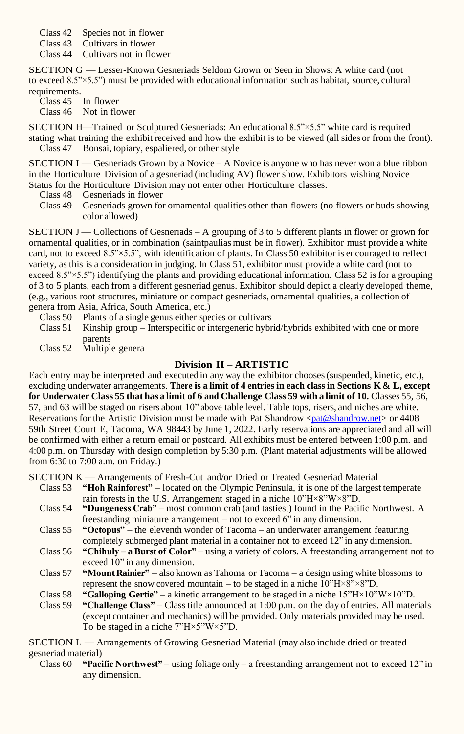- Class 42 Species not in flower
- Class 43 Cultivars in flower
- Class 44 Cultivars not in flower

SECTION G — Lesser-Known Gesneriads Seldom Grown or Seen in Shows: A white card (not to exceed 8.5"×5.5") must be provided with educational information such as habitat, source, cultural requirements.

- Class 45 In flower
- Class 46 Not in flower

SECTION H—Trained or Sculptured Gesneriads: An educational 8.5"×5.5" white card is required stating what training the exhibit received and how the exhibit is to be viewed (all sides or from the front).

- Class 47 Bonsai, topiary, espaliered, or other style

SECTION I — Gesneriads Grown by a Novice – A Novice is anyone who has never won a blue ribbon in the Horticulture Division of a gesneriad (including AV) flower show. Exhibitors wishing Novice Status for the Horticulture Division may not enter other Horticulture classes.

- Class 48 Gesneriads in flower
- Class 49 Gesneriads grown for ornamental qualities other than flowers (no flowers or buds showing color allowed)

SECTION J — Collections of Gesneriads – A grouping of 3 to 5 different plants in flower or grown for ornamental qualities, or in combination (saintpaulias must be in flower). Exhibitor must provide a white card, not to exceed 8.5"×5.5", with identification of plants. In Class 50 exhibitor is encouraged to reflect variety, as this is a consideration in judging. In Class 51, exhibitor must provide a white card (not to exceed 8.5"×5.5") identifying the plants and providing educational information. Class 52 is for a grouping of 3 to 5 plants, each from a different gesneriad genus. Exhibitor should depict a clearly developed theme, (e.g., various root structures, miniature or compact gesneriads, ornamental qualities, a collection of genera from Asia, Africa, South America, etc.)

- Class 50 Plants of a single genus either species or cultivars
- Class 51 Kinship group – Interspecific or intergeneric hybrid/hybrids exhibited with one or more parents
- Class 52 Multiple genera

## Division II – ARTISTIC

Each entry may be interpreted and executed in any way the exhibitor chooses (suspended, kinetic, etc.), excluding underwater arrangements. **There is a limit of 4 entries in each class in Sections K & L, except for Underwater Class 55 that has a limit of 6 and Challenge Class 59 with a limit of 10.** Classes 55, 56, 57, and 63 will be staged on risers about 10" above table level. Table tops, risers, and niches are white. Reservations for the Artistic Division must be made with Pat Shandrow <pat@shandrow.net> or 4408 59th Street Court E, Tacoma, WA 98443 by June 1, 2022. Early reservations are appreciated and all will be confirmed with either a return email or postcard. All exhibits must be entered between 1:00 p.m. and 4:00 p.m. on Thursday with design completion by 5:30 p.m. (Plant material adjustments will be allowed from 6:30 to 7:00 a.m. on Friday.)

SECTION K — Arrangements of Fresh-Cut and/or Dried or Treated Gesneriad Material

- Class 53 **"Hoh Rainforest"** – located on the Olympic Peninsula, it is one of the largest temperate rain forests in the U.S. Arrangement staged in a niche 10"H×8"W×8"D.
- Class 54 **"Dungeness Crab"** – most common crab (and tastiest) found in the Pacific Northwest. A freestanding miniature arrangement – not to exceed 6" in any dimension.
- Class 55 **"Octopus"** – the eleventh wonder of Tacoma – an underwater arrangement featuring completely submerged plant material in a container not to exceed 12" in any dimension.
- Class 56 **"Chihuly – a Burst of Color"** – using a variety of colors. A freestanding arrangement not to exceed 10" in any dimension.
- Class 57 **"Mount Rainier"** – also known as Tahoma or Tacoma – a design using white blossoms to represent the snow covered mountain – to be staged in a niche 10"H×8"×8"D.
- Class 58 **"Galloping Gertie"** – a kinetic arrangement to be staged in a niche 15"H×10"W×10"D.
- Class 59 **"Challenge Class"** – Class title announced at 1:00 p.m. on the day of entries. All materials (except container and mechanics) will be provided. Only materials provided may be used. To be staged in a niche 7"H×5"W×5"D.

SECTION L — Arrangements of Growing Gesneriad Material (may also include dried or treated gesneriad material)

- Class 60 **"Pacific Northwest"** – using foliage only – a freestanding arrangement not to exceed 12" in any dimension.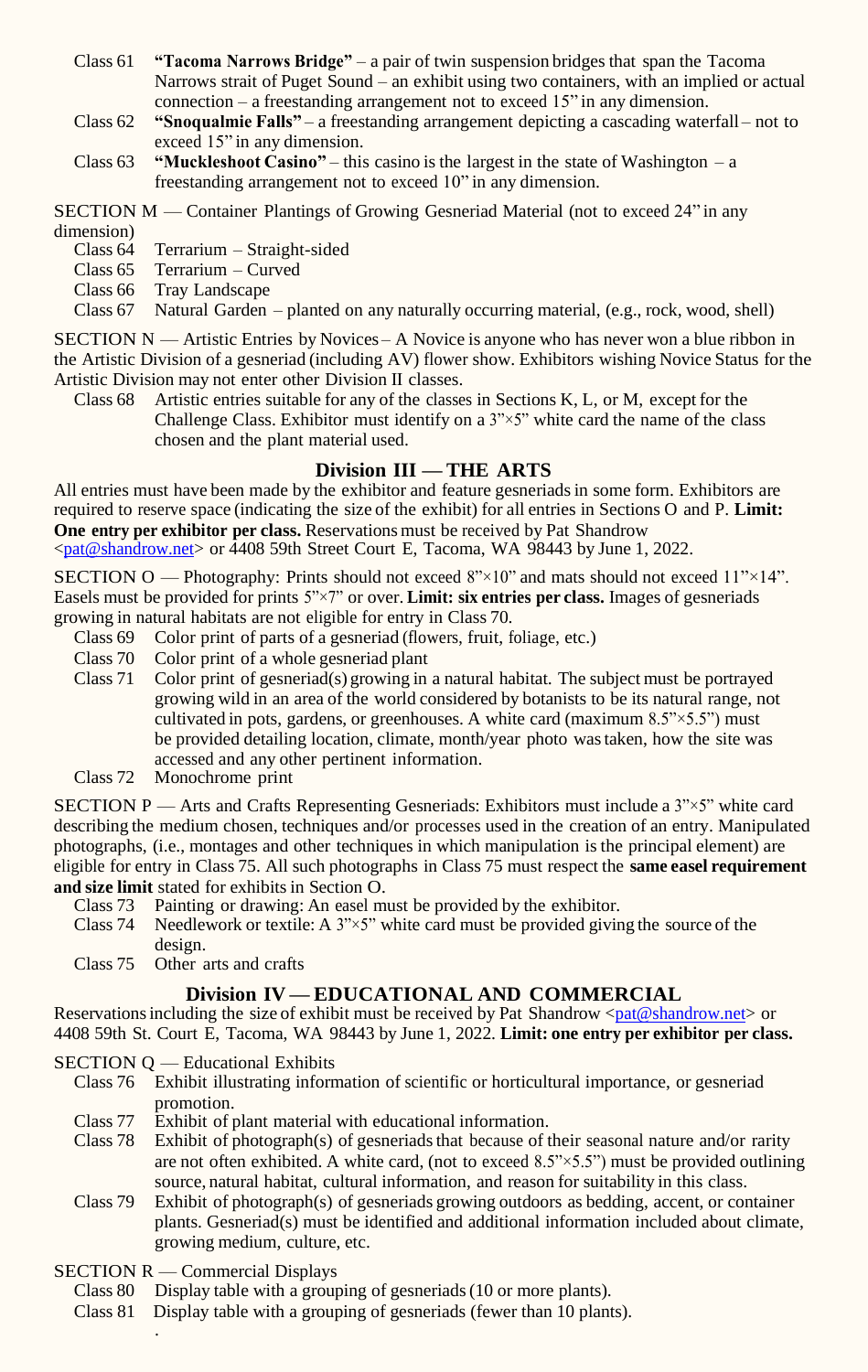- Class 61 **"Tacoma Narrows Bridge"** – a pair of twin suspension bridges that span the Tacoma Narrows strait of Puget Sound – an exhibit using two containers, with an implied or actual connection – a freestanding arrangement not to exceed 15" in any dimension.
- Class 62 **"Snoqualmie Falls"** – a freestanding arrangement depicting a cascading waterfall – not to exceed 15" in any dimension.
- Class 63 **"Muckleshoot Casino"** – this casino is the largest in the state of Washington – a freestanding arrangement not to exceed 10" in any dimension.

SECTION M — Container Plantings of Growing Gesneriad Material (not to exceed 24" in any dimension)

- Class 64 Terrarium – Straight-sided
- Class 65 Terrarium – Curved
- Class 66 Tray Landscape
- Class 67 Natural Garden – planted on any naturally occurring material, (e.g., rock, wood, shell)

SECTION N — Artistic Entries by Novices – A Novice is anyone who has never won a blue ribbon in the Artistic Division of a gesneriad (including AV) flower show. Exhibitors wishing Novice Status for the Artistic Division may not enter other Division II classes.

- Class 68 Artistic entries suitable for any of the classes in Sections K, L, or M, except for the Challenge Class. Exhibitor must identify on a 3"×5" white card the name of the class chosen and the plant material used.

## Division III — THE ARTS

All entries must have been made by the exhibitor and feature gesneriads in some form. Exhibitors are required to reserve space (indicating the size of the exhibit) for all entries in Sections O and P. **Limit: One entry per exhibitor per class.** Reservations must be received by Pat Shandrow <pat@shandrow.net> or 4408 59th Street Court E, Tacoma, WA 98443 by June 1, 2022.

SECTION O — Photography: Prints should not exceed 8"×10" and mats should not exceed 11"×14". Easels must be provided for prints 5"×7" or over. **Limit: six entries per class.** Images of gesneriads growing in natural habitats are not eligible for entry in Class 70.

- Class 69 Color print of parts of a gesneriad (flowers, fruit, foliage, etc.)
- Class 70 Color print of a whole gesneriad plant
- Class 71 Color print of gesneriad(s) growing in a natural habitat. The subject must be portrayed growing wild in an area of the world considered by botanists to be its natural range, not cultivated in pots, gardens, or greenhouses. A white card (maximum 8.5"×5.5") must be provided detailing location, climate, month/year photo was taken, how the site was accessed and any other pertinent information.
- Class 72 Monochrome print

SECTION P — Arts and Crafts Representing Gesneriads: Exhibitors must include a 3"×5" white card describing the medium chosen, techniques and/or processes used in the creation of an entry. Manipulated photographs, (i.e., montages and other techniques in which manipulation is the principal element) are eligible for entry in Class 75. All such photographs in Class 75 must respect the **same easel requirement and size limit** stated for exhibits in Section O.

- Class 73 Painting or drawing: An easel must be provided by the exhibitor.
- Class 74 Needlework or textile: A 3"×5" white card must be provided giving the source of the design.
- Class 75 Other arts and crafts

## Division IV — EDUCATIONAL AND COMMERCIAL

Reservations including the size of exhibit must be received by Pat Shandrow <pat@shandrow.net> or 4408 59th St. Court E, Tacoma, WA 98443 by June 1, 2022. **Limit: one entry per exhibitor per class.**

SECTION Q — Educational Exhibits

- Class 76 Exhibit illustrating information of scientific or horticultural importance, or gesneriad promotion.
- Class 77 Exhibit of plant material with educational information.
- Class 78 Exhibit of photograph(s) of gesneriads that because of their seasonal nature and/or rarity are not often exhibited. A white card, (not to exceed 8.5"×5.5") must be provided outlining source, natural habitat, cultural information, and reason for suitability in this class.
- Class 79 Exhibit of photograph(s) of gesneriads growing outdoors as bedding, accent, or container plants. Gesneriad(s) must be identified and additional information included about climate, growing medium, culture, etc.

SECTION R — Commercial Displays

- Class 80 Display table with a grouping of gesneriads (10 or more plants).
- Class 81 Display table with a grouping of gesneriads (fewer than 10 plants).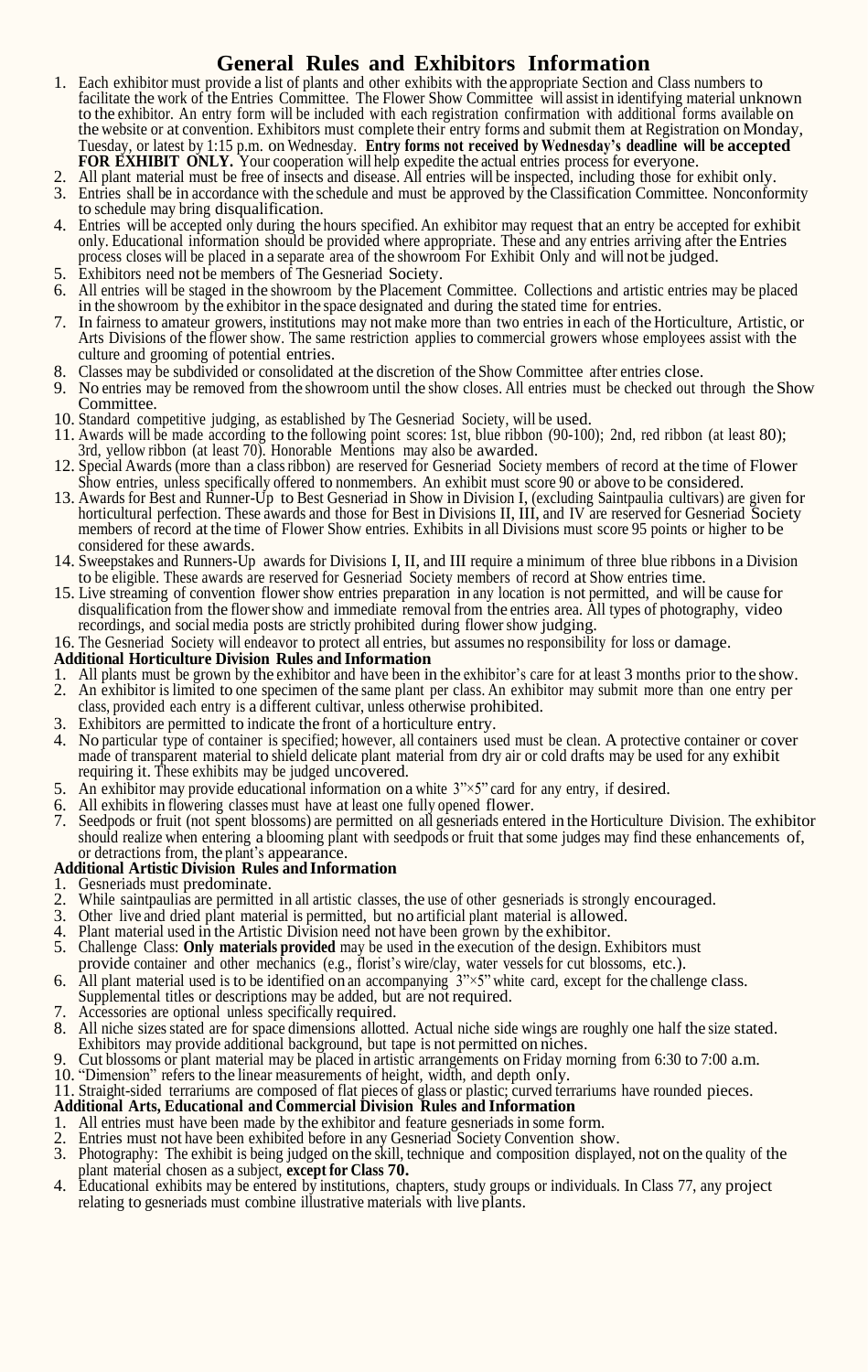# General Rules and Exhibitors Information

1. Each exhibitor must provide a list of plants and other exhibits with the appropriate Section and Class numbers to facilitate the work of the Entries Committee. The Flower Show Committee will assist in identifying material unknown to the exhibitor. An entry form will be included with each registration confirmation with additional forms available on the website or at convention. Exhibitors must complete their entry forms and submit them at Registration on Monday, Tuesday, or latest by 1:15 p.m. on Wednesday. **Entry forms not received by Wednesday's deadline will be accepted FOR EXHIBIT ONLY.** Your cooperation will help expedite the actual entries process for everyone.
2. All plant material must be free of insects and disease. All entries will be inspected, including those for exhibit only.
3. Entries shall be in accordance with the schedule and must be approved by the Classification Committee. Nonconformity to schedule may bring disqualification.
4. Entries will be accepted only during the hours specified. An exhibitor may request that an entry be accepted for exhibit only. Educational information should be provided where appropriate. These and any entries arriving after the Entries process closes will be placed in a separate area of the showroom For Exhibit Only and will not be judged.
5. Exhibitors need not be members of The Gesneriad Society.
6. All entries will be staged in the showroom by the Placement Committee. Collections and artistic entries may be placed in the showroom by the exhibitor in the space designated and during the stated time for entries.
7. In fairness to amateur growers, institutions may not make more than two entries in each of the Horticulture, Artistic, or Arts Divisions of the flower show. The same restriction applies to commercial growers whose employees assist with the culture and grooming of potential entries.
8. Classes may be subdivided or consolidated at the discretion of the Show Committee after entries close.
9. No entries may be removed from the showroom until the show closes. All entries must be checked out through the Show Committee.
10. Standard competitive judging, as established by The Gesneriad Society, will be used.
11. Awards will be made according to the following point scores: 1st, blue ribbon (90-100); 2nd, red ribbon (at least 80); 3rd, yellow ribbon (at least 70). Honorable Mentions may also be awarded.
12. Special Awards (more than a class ribbon) are reserved for Gesneriad Society members of record at the time of Flower Show entries, unless specifically offered to nonmembers. An exhibit must score 90 or above to be considered.
13. Awards for Best and Runner-Up to Best Gesneriad in Show in Division I, (excluding Saintpaulia cultivars) are given for horticultural perfection. These awards and those for Best in Divisions II, III, and IV are reserved for Gesneriad Society members of record at the time of Flower Show entries. Exhibits in all Divisions must score 95 points or higher to be considered for these awards.
14. Sweepstakes and Runners-Up awards for Divisions I, II, and III require a minimum of three blue ribbons in a Division to be eligible. These awards are reserved for Gesneriad Society members of record at Show entries time.
15. Live streaming of convention flower show entries preparation in any location is not permitted, and will be cause for disqualification from the flower show and immediate removal from the entries area. All types of photography, video recordings, and social media posts are strictly prohibited during flower show judging.
16. The Gesneriad Society will endeavor to protect all entries, but assumes no responsibility for loss or damage.

### Additional Horticulture Division Rules and Information

1. All plants must be grown by the exhibitor and have been in the exhibitor's care for at least 3 months prior to the show.
2. An exhibitor is limited to one specimen of the same plant per class. An exhibitor may submit more than one entry per class, provided each entry is a different cultivar, unless otherwise prohibited.
3. Exhibitors are permitted to indicate the front of a horticulture entry.
4. No particular type of container is specified; however, all containers used must be clean. A protective container or cover made of transparent material to shield delicate plant material from dry air or cold drafts may be used for any exhibit requiring it. These exhibits may be judged uncovered.
5. An exhibitor may provide educational information on a white 3"×5" card for any entry, if desired.
6. All exhibits in flowering classes must have at least one fully opened flower.
7. Seedpods or fruit (not spent blossoms) are permitted on all gesneriads entered in the Horticulture Division. The exhibitor should realize when entering a blooming plant with seedpods or fruit that some judges may find these enhancements of, or detractions from, the plant's appearance.

### Additional Artistic Division Rules and Information

1. Gesneriads must predominate.
2. While saintpaulias are permitted in all artistic classes, the use of other gesneriads is strongly encouraged.
3. Other live and dried plant material is permitted, but no artificial plant material is allowed.
4. Plant material used in the Artistic Division need not have been grown by the exhibitor.
5. Challenge Class: **Only materials provided** may be used in the execution of the design. Exhibitors must provide container and other mechanics (e.g., florist's wire/clay, water vessels for cut blossoms, etc.).
6. All plant material used is to be identified on an accompanying 3"×5" white card, except for the challenge class. Supplemental titles or descriptions may be added, but are not required.
7. Accessories are optional unless specifically required.
8. All niche sizes stated are for space dimensions allotted. Actual niche side wings are roughly one half the size stated. Exhibitors may provide additional background, but tape is not permitted on niches.
9. Cut blossoms or plant material may be placed in artistic arrangements on Friday morning from 6:30 to 7:00 a.m.
10. "Dimension" refers to the linear measurements of height, width, and depth only.
11. Straight-sided terrariums are composed of flat pieces of glass or plastic; curved terrariums have rounded pieces.

### Additional Arts, Educational and Commercial Division Rules and Information

1. All entries must have been made by the exhibitor and feature gesneriads in some form.
2. Entries must not have been exhibited before in any Gesneriad Society Convention show.
3. Photography: The exhibit is being judged on the skill, technique and composition displayed, not on the quality of the plant material chosen as a subject, **except for Class 70.**
4. Educational exhibits may be entered by institutions, chapters, study groups or individuals. In Class 77, any project relating to gesneriads must combine illustrative materials with live plants.